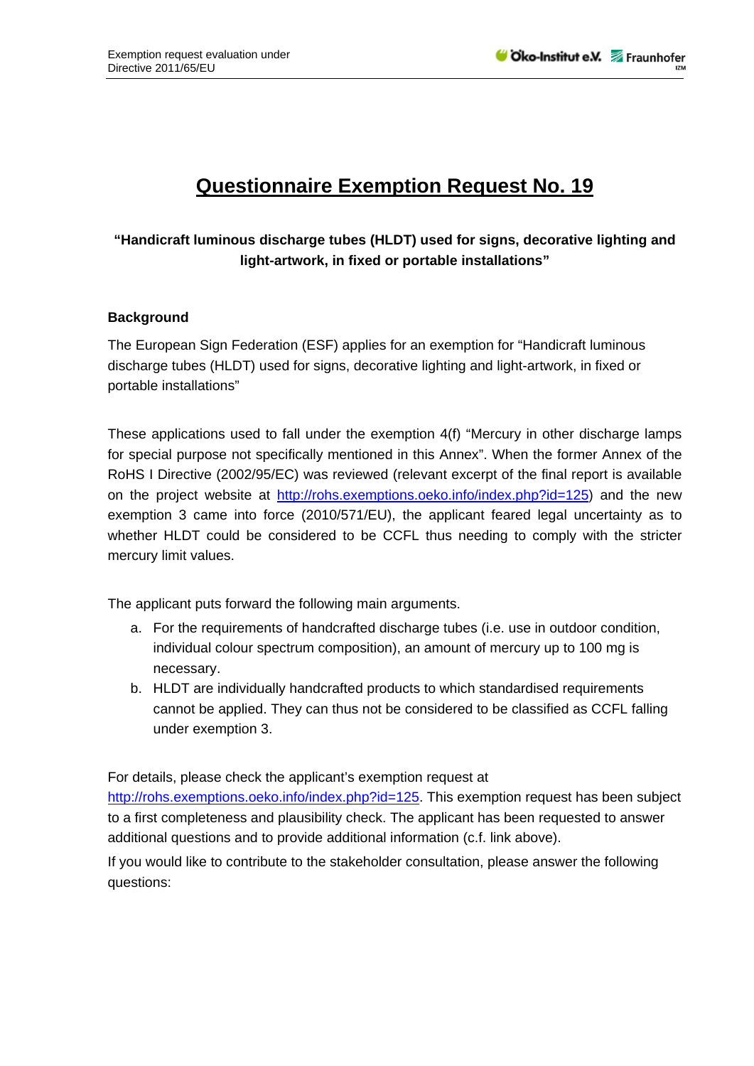# Questionnaire Exemption Request No. 19

**"Handicraft luminous discharge tubes (HLDT) used for signs, decorative lighting and light-artwork, in fixed or portable installations"**

### Background

The European Sign Federation (ESF) applies for an exemption for "Handicraft luminous discharge tubes (HLDT) used for signs, decorative lighting and light-artwork, in fixed or portable installations"

These applications used to fall under the exemption 4(f) "Mercury in other discharge lamps for special purpose not specifically mentioned in this Annex". When the former Annex of the RoHS I Directive (2002/95/EC) was reviewed (relevant excerpt of the final report is available on the project website at [http://rohs.exemptions.oeko.info/index.php?id=125](http://rohs.exemptions.oeko.info/index.php?id=125)) and the new exemption 3 came into force (2010/571/EU), the applicant feared legal uncertainty as to whether HLDT could be considered to be CCFL thus needing to comply with the stricter mercury limit values.

The applicant puts forward the following main arguments.

a. For the requirements of handcrafted discharge tubes (i.e. use in outdoor condition, individual colour spectrum composition), an amount of mercury up to 100 mg is necessary.
b. HLDT are individually handcrafted products to which standardised requirements cannot be applied. They can thus not be considered to be classified as CCFL falling under exemption 3.

For details, please check the applicant's exemption request at [http://rohs.exemptions.oeko.info/index.php?id=125](http://rohs.exemptions.oeko.info/index.php?id=125). This exemption request has been subject to a first completeness and plausibility check. The applicant has been requested to answer additional questions and to provide additional information (c.f. link above).

If you would like to contribute to the stakeholder consultation, please answer the following questions: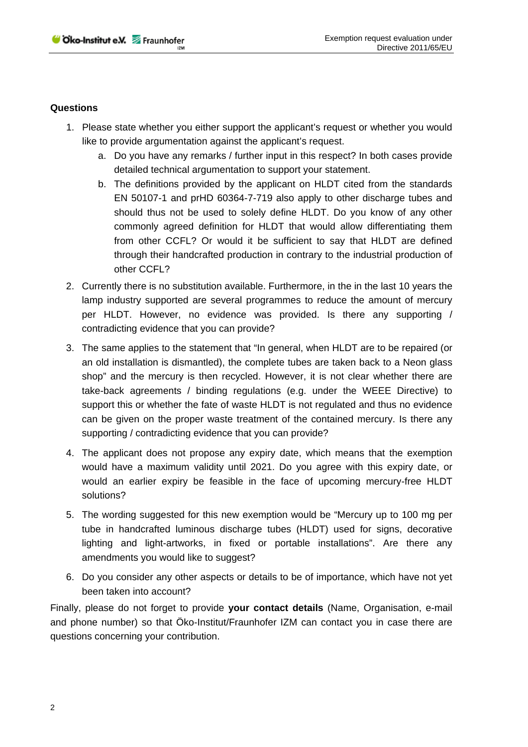**Questions**

1. Please state whether you either support the applicant's request or whether you would like to provide argumentation against the applicant's request.
    a. Do you have any remarks / further input in this respect? In both cases provide detailed technical argumentation to support your statement.
    b. The definitions provided by the applicant on HLDT cited from the standards EN 50107-1 and prHD 60364-7-719 also apply to other discharge tubes and should thus not be used to solely define HLDT. Do you know of any other commonly agreed definition for HLDT that would allow differentiating them from other CCFL? Or would it be sufficient to say that HLDT are defined through their handcrafted production in contrary to the industrial production of other CCFL?
2. Currently there is no substitution available. Furthermore, in the in the last 10 years the lamp industry supported are several programmes to reduce the amount of mercury per HLDT. However, no evidence was provided. Is there any supporting / contradicting evidence that you can provide?
3. The same applies to the statement that "In general, when HLDT are to be repaired (or an old installation is dismantled), the complete tubes are taken back to a Neon glass shop" and the mercury is then recycled. However, it is not clear whether there are take-back agreements / binding regulations (e.g. under the WEEE Directive) to support this or whether the fate of waste HLDT is not regulated and thus no evidence can be given on the proper waste treatment of the contained mercury. Is there any supporting / contradicting evidence that you can provide?
4. The applicant does not propose any expiry date, which means that the exemption would have a maximum validity until 2021. Do you agree with this expiry date, or would an earlier expiry be feasible in the face of upcoming mercury-free HLDT solutions?
5. The wording suggested for this new exemption would be "Mercury up to 100 mg per tube in handcrafted luminous discharge tubes (HLDT) used for signs, decorative lighting and light-artworks, in fixed or portable installations". Are there any amendments you would like to suggest?
6. Do you consider any other aspects or details to be of importance, which have not yet been taken into account?

Finally, please do not forget to provide **your contact details** (Name, Organisation, e-mail and phone number) so that Öko-Institut/Fraunhofer IZM can contact you in case there are questions concerning your contribution.